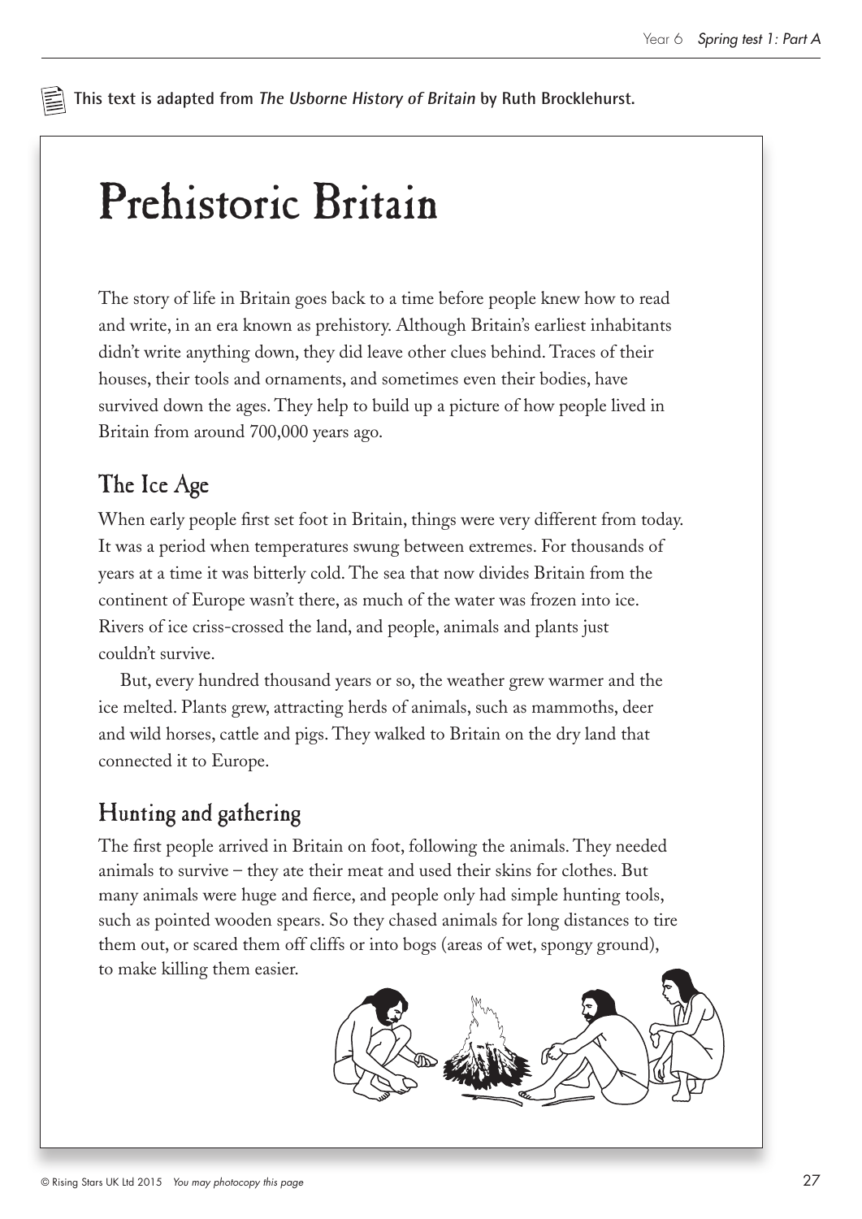This text is adapted from *The Usborne History of Britain* by Ruth Brocklehurst.

# Prehistoric Britain

The story of life in Britain goes back to a time before people knew how to read and write, in an era known as prehistory. Although Britain's earliest inhabitants didn't write anything down, they did leave other clues behind. Traces of their houses, their tools and ornaments, and sometimes even their bodies, have survived down the ages. They help to build up a picture of how people lived in Britain from around 700,000 years ago.

## The Ice Age

When early people first set foot in Britain, things were very different from today. It was a period when temperatures swung between extremes. For thousands of years at a time it was bitterly cold. The sea that now divides Britain from the continent of Europe wasn't there, as much of the water was frozen into ice. Rivers of ice criss-crossed the land, and people, animals and plants just couldn't survive.

But, every hundred thousand years or so, the weather grew warmer and the ice melted. Plants grew, attracting herds of animals, such as mammoths, deer and wild horses, cattle and pigs. They walked to Britain on the dry land that connected it to Europe.

## Hunting and gathering

The first people arrived in Britain on foot, following the animals. They needed animals to survive – they ate their meat and used their skins for clothes. But many animals were huge and fierce, and people only had simple hunting tools, such as pointed wooden spears. So they chased animals for long distances to tire them out, or scared them off cliffs or into bogs (areas of wet, spongy ground), to make killing them easier.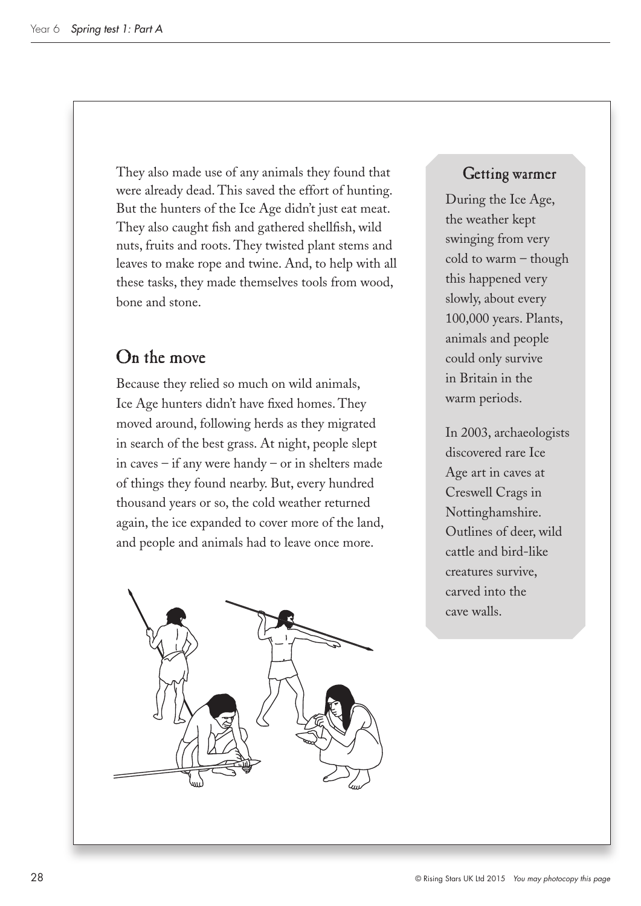They also made use of any animals they found that were already dead. This saved the effort of hunting. But the hunters of the Ice Age didn't just eat meat. They also caught fish and gathered shellfish, wild nuts, fruits and roots. They twisted plant stems and leaves to make rope and twine. And, to help with all these tasks, they made themselves tools from wood, bone and stone.

## On the move

Because they relied so much on wild animals, Ice Age hunters didn't have fixed homes. They moved around, following herds as they migrated in search of the best grass. At night, people slept in caves – if any were handy – or in shelters made of things they found nearby. But, every hundred thousand years or so, the cold weather returned again, the ice expanded to cover more of the land, and people and animals had to leave once more.

### Getting warmer

During the Ice Age, the weather kept swinging from very cold to warm – though this happened very slowly, about every 100,000 years. Plants, animals and people could only survive in Britain in the warm periods.

In 2003, archaeologists discovered rare Ice Age art in caves at Creswell Crags in Nottinghamshire. Outlines of deer, wild cattle and bird-like creatures survive, carved into the cave walls.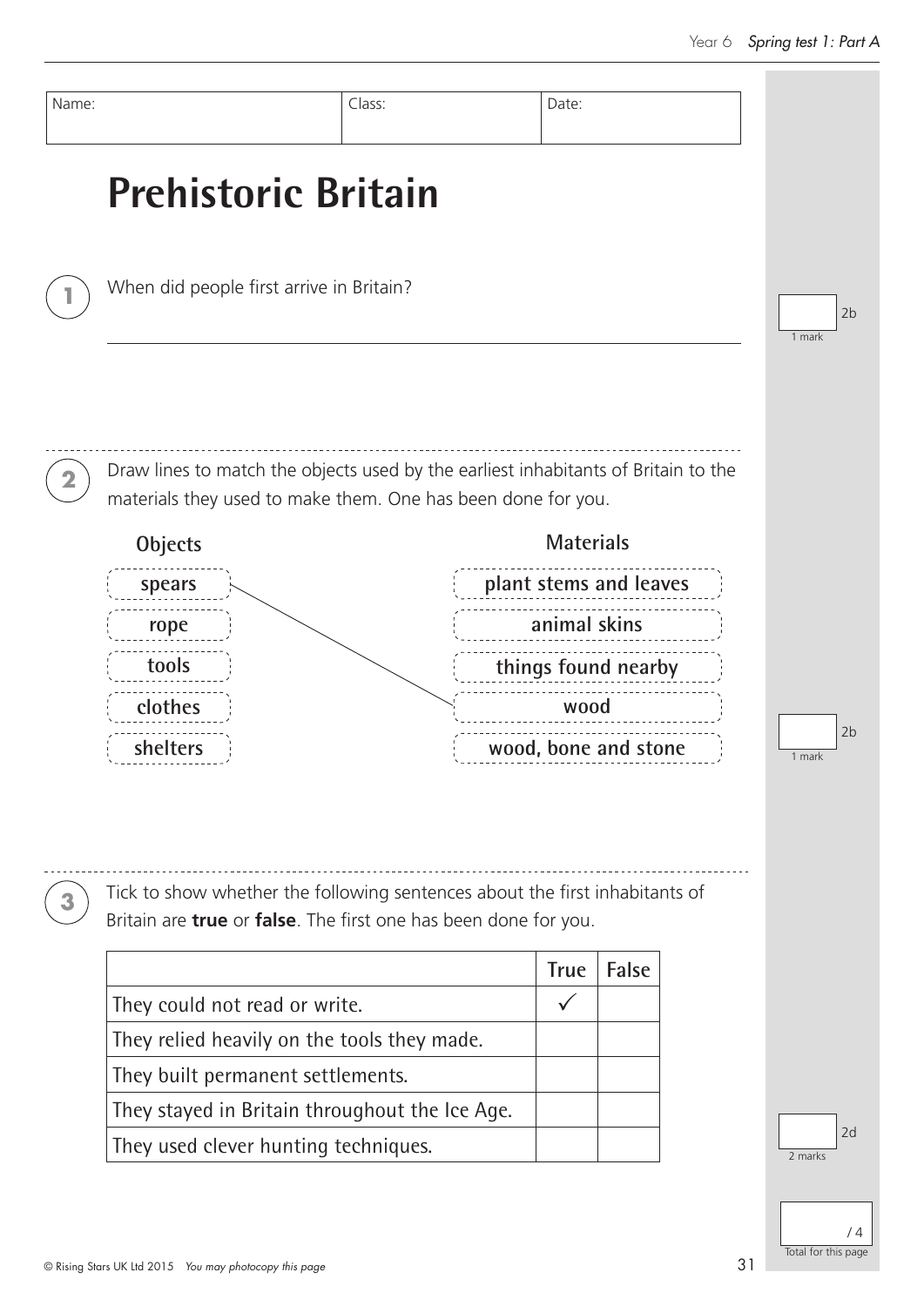| Name: | Class: | Date: |
| --- | --- | --- |
| | | |

# Prehistoric Britain

**1** When did people first arrive in Britain?

______________________________________________

1 mark — 2b

---

**2** Draw lines to match the objects used by the earliest inhabitants of Britain to the materials they used to make them. One has been done for you.

| Objects | Materials |
| --- | --- |
| spears | plant stems and leaves |
| rope | animal skins |
| tools | things found nearby |
| clothes | wood |
| shelters | wood, bone and stone |

(A line is drawn from **spears** to **wood**.)

1 mark — 2b

---

**3** Tick to show whether the following sentences about the first inhabitants of Britain are **true** or **false**. The first one has been done for you.

| | True | False |
| --- | --- | --- |
| They could not read or write. | ✓ | |
| They relied heavily on the tools they made. | | |
| They built permanent settlements. | | |
| They stayed in Britain throughout the Ice Age. | | |
| They used clever hunting techniques. | | |

2 marks — 2d

/ 4 Total for this page

© Rising Stars UK Ltd 2015 *You may photocopy this page*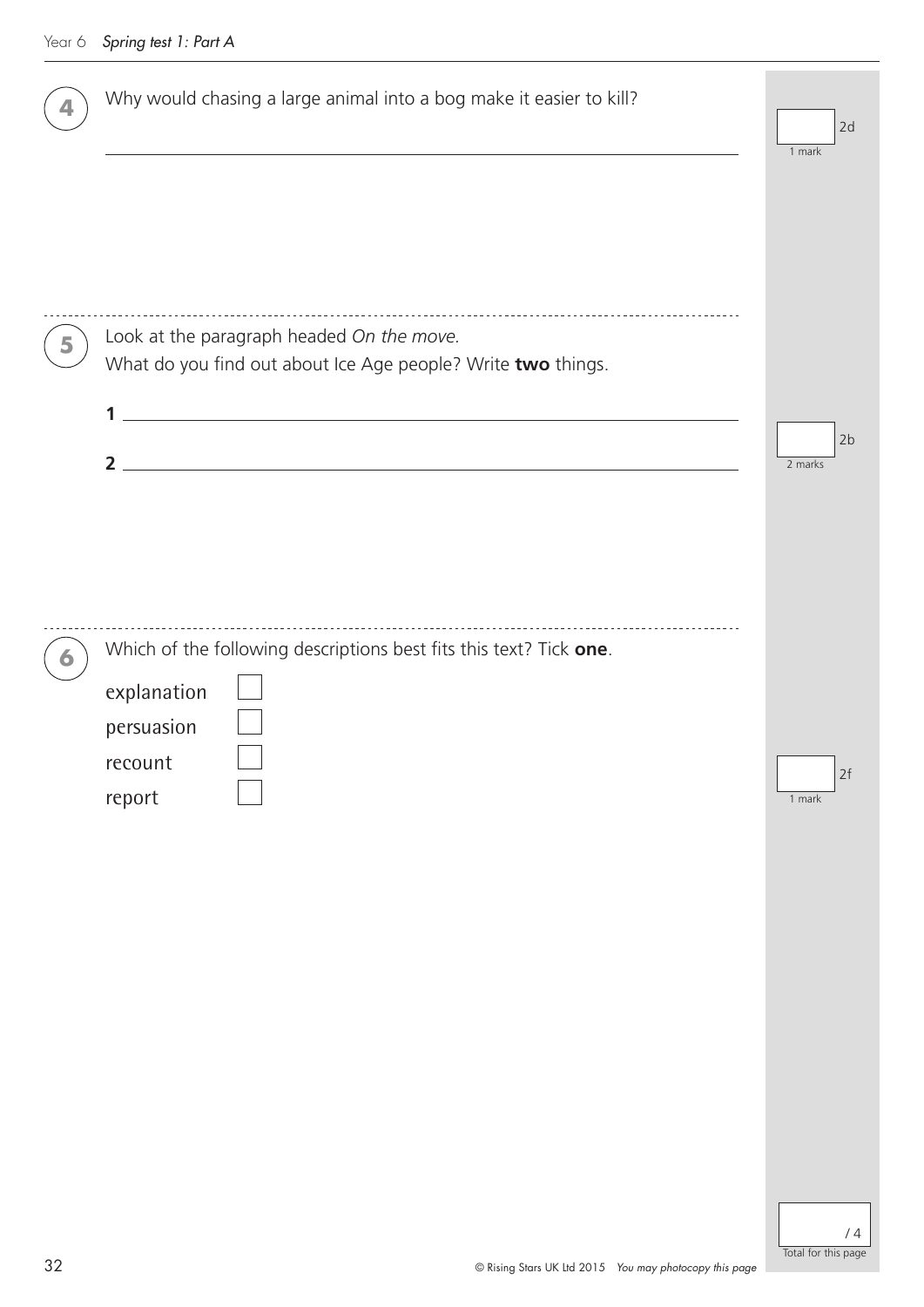**4** Why would chasing a large animal into a bog make it easier to kill?

_______________________________________________

2d — 1 mark

**5** Look at the paragraph headed *On the move.*

What do you find out about Ice Age people? Write **two** things.

**1** _______________________________________________

**2** _______________________________________________

2b — 2 marks

**6** Which of the following descriptions best fits this text? Tick **one**.

explanation ☐

persuasion ☐

recount ☐

report ☐

2f — 1 mark

/ 4 Total for this page

© Rising Stars UK Ltd 2015 *You may photocopy this page*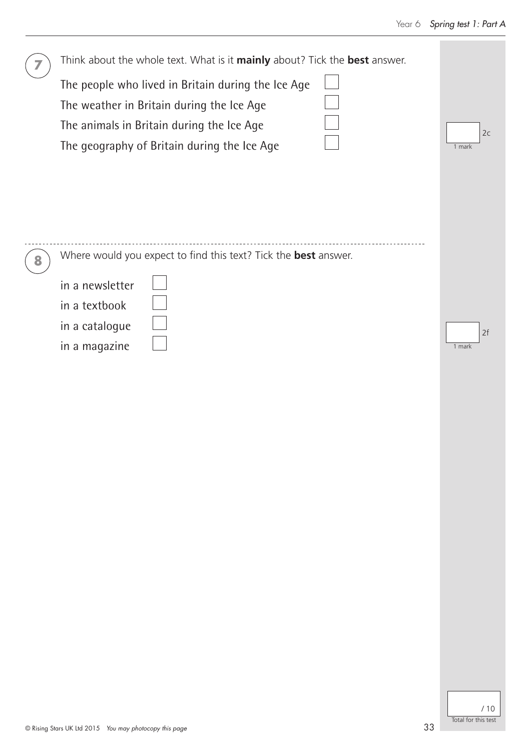**7** Think about the whole text. What is it **mainly** about? Tick the **best** answer.

The people who lived in Britain during the Ice Age ☐

The weather in Britain during the Ice Age ☐

The animals in Britain during the Ice Age ☐

The geography of Britain during the Ice Age ☐

1 mark 2c

---

**8** Where would you expect to find this text? Tick the **best** answer.

in a newsletter ☐

in a textbook ☐

in a catalogue ☐

in a magazine ☐

1 mark 2f

/ 10
Total for this test

© Rising Stars UK Ltd 2015 *You may photocopy this page*